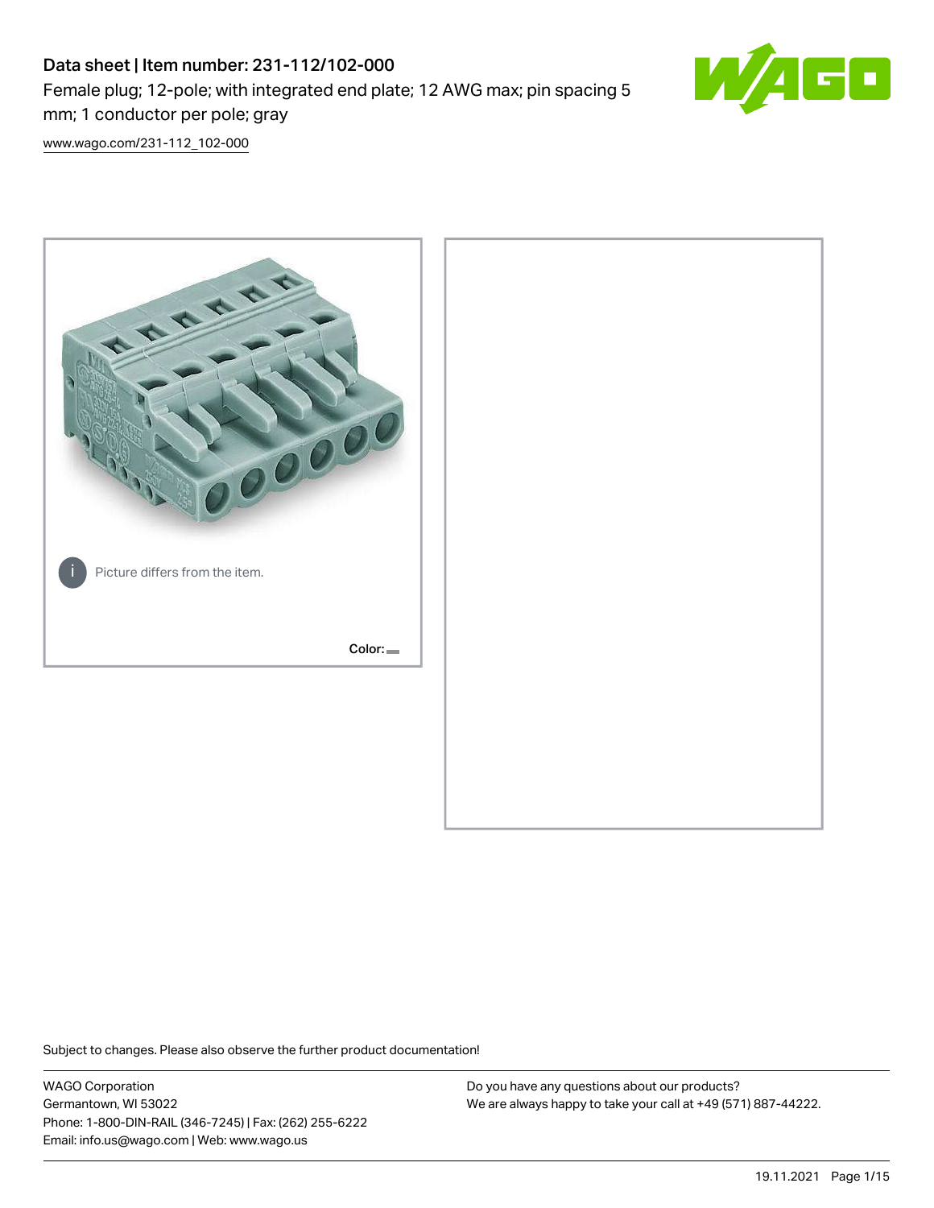# Data sheet | Item number: 231-112/102-000

Female plug; 12-pole; with integrated end plate; 12 AWG max; pin spacing 5 mm; 1 conductor per pole; gray

[www.wago.com/231-112_102-000](www.wago.com/231-112_102-000)

Picture differs from the item.

Color:

Subject to changes. Please also observe the further product documentation!

WAGO Corporation
Germantown, WI 53022
Phone: 1-800-DIN-RAIL (346-7245) | Fax: (262) 255-6222
Email: info.us@wago.com | Web: www.wago.us

Do you have any questions about our products?
We are always happy to take your call at +49 (571) 887-44222.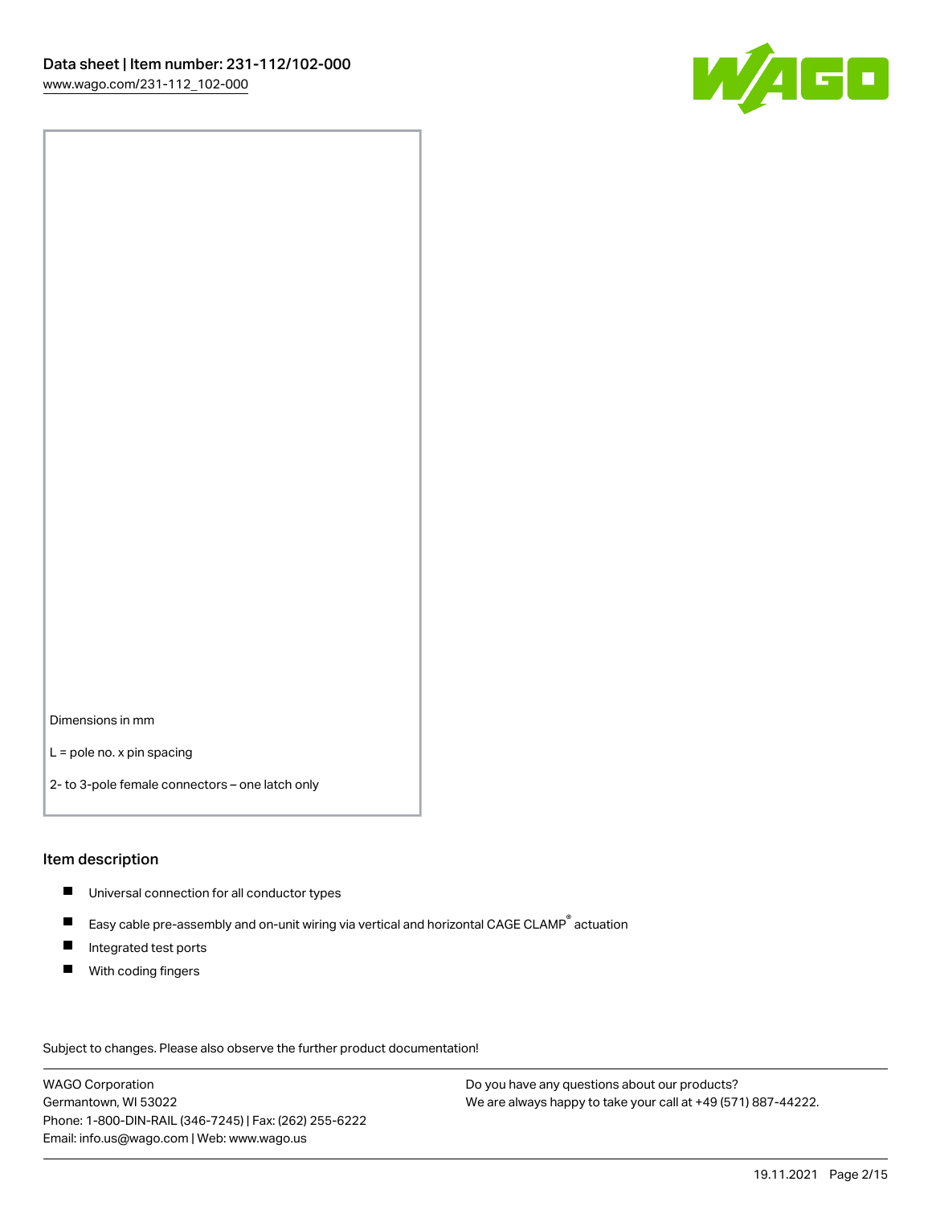Dimensions in mm

L = pole no. x pin spacing

2- to 3-pole female connectors – one latch only

## Item description

- Universal connection for all conductor types
- Easy cable pre-assembly and on-unit wiring via vertical and horizontal CAGE CLAMP® actuation
- Integrated test ports
- With coding fingers

Subject to changes. Please also observe the further product documentation!

WAGO Corporation
Germantown, WI 53022
Phone: 1-800-DIN-RAIL (346-7245) | Fax: (262) 255-6222
Email: info.us@wago.com | Web: www.wago.us

Do you have any questions about our products?
We are always happy to take your call at +49 (571) 887-44222.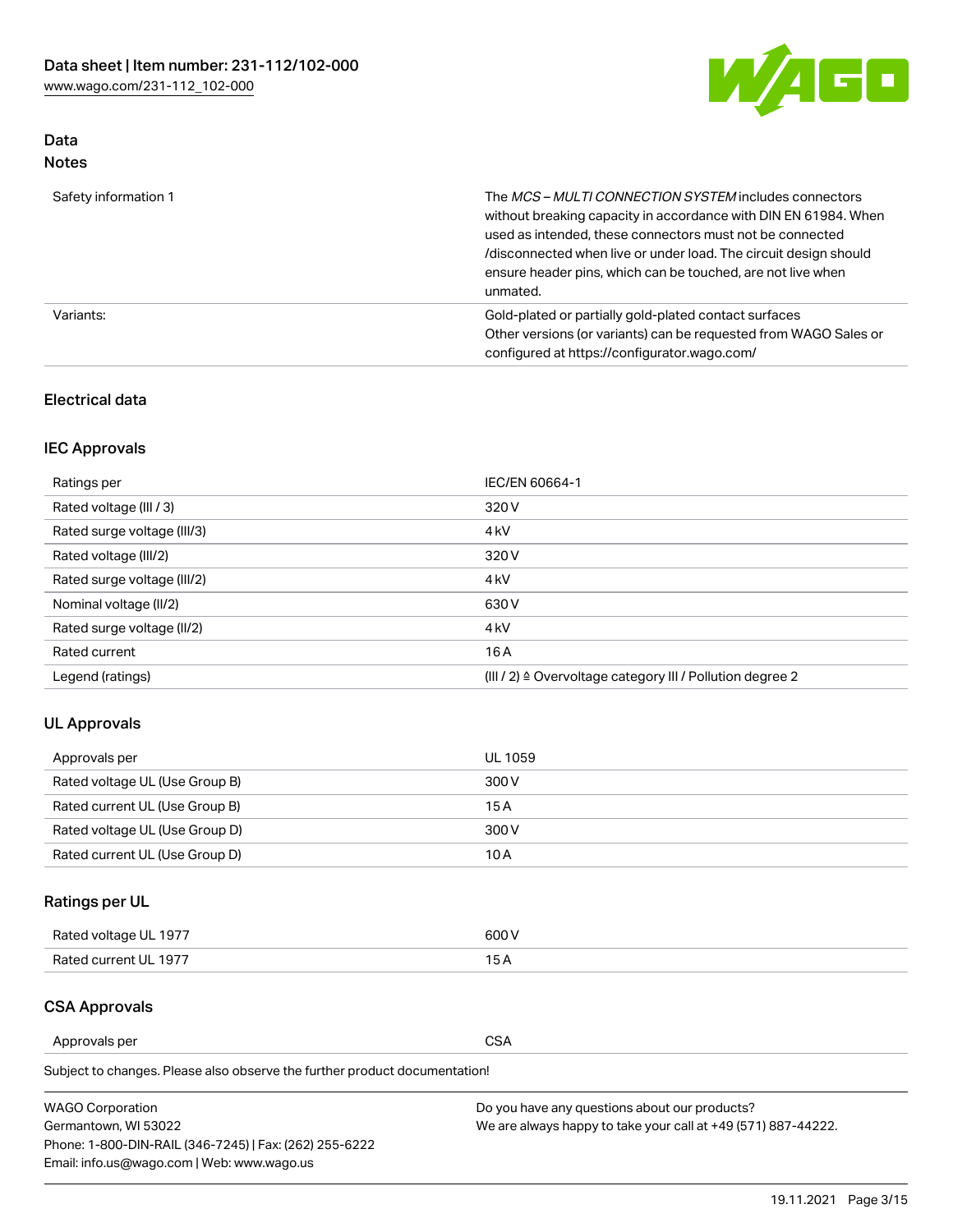## Data
### Notes

| | |
|---|---|
| Safety information 1 | The *MCS – MULTI CONNECTION SYSTEM* includes connectors without breaking capacity in accordance with DIN EN 61984. When used as intended, these connectors must not be connected /disconnected when live or under load. The circuit design should ensure header pins, which can be touched, are not live when unmated. |
| Variants: | Gold-plated or partially gold-plated contact surfaces<br>Other versions (or variants) can be requested from WAGO Sales or configured at https://configurator.wago.com/ |

### Electrical data

### IEC Approvals

| | |
|---|---|
| Ratings per | IEC/EN 60664-1 |
| Rated voltage (III / 3) | 320 V |
| Rated surge voltage (III/3) | 4 kV |
| Rated voltage (III/2) | 320 V |
| Rated surge voltage (III/2) | 4 kV |
| Nominal voltage (II/2) | 630 V |
| Rated surge voltage (II/2) | 4 kV |
| Rated current | 16 A |
| Legend (ratings) | (III / 2) ≙ Overvoltage category III / Pollution degree 2 |

### UL Approvals

| | |
|---|---|
| Approvals per | UL 1059 |
| Rated voltage UL (Use Group B) | 300 V |
| Rated current UL (Use Group B) | 15 A |
| Rated voltage UL (Use Group D) | 300 V |
| Rated current UL (Use Group D) | 10 A |

### Ratings per UL

| | |
|---|---|
| Rated voltage UL 1977 | 600 V |
| Rated current UL 1977 | 15 A |

### CSA Approvals

| | |
|---|---|
| Approvals per | CSA |

Subject to changes. Please also observe the further product documentation!

WAGO Corporation
Germantown, WI 53022
Phone: 1-800-DIN-RAIL (346-7245) | Fax: (262) 255-6222
Email: info.us@wago.com | Web: www.wago.us

Do you have any questions about our products?
We are always happy to take your call at +49 (571) 887-44222.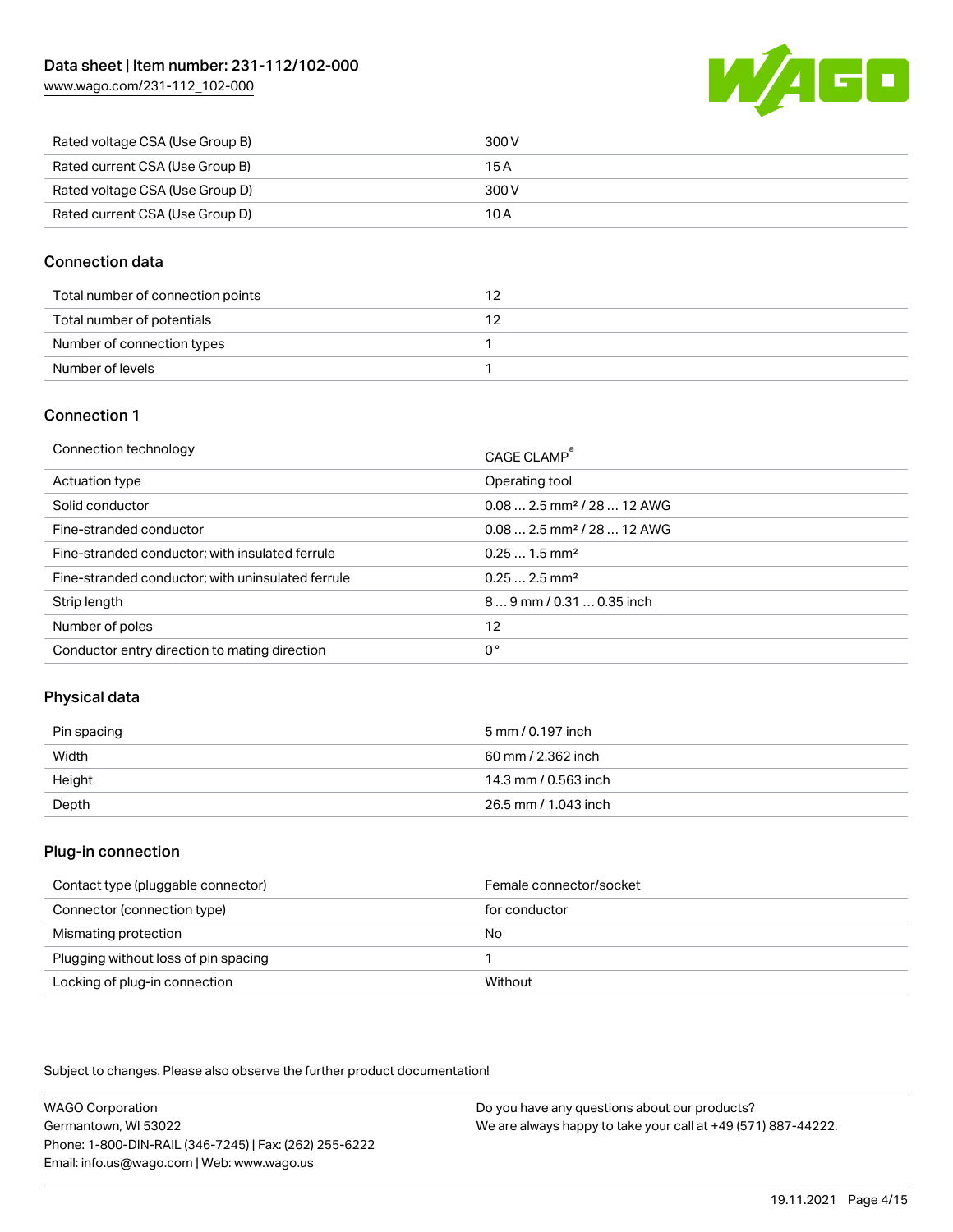| | |
|---|---|
| Rated voltage CSA (Use Group B) | 300 V |
| Rated current CSA (Use Group B) | 15 A |
| Rated voltage CSA (Use Group D) | 300 V |
| Rated current CSA (Use Group D) | 10 A |

## Connection data

| | |
|---|---|
| Total number of connection points | 12 |
| Total number of potentials | 12 |
| Number of connection types | 1 |
| Number of levels | 1 |

## Connection 1

| | |
|---|---|
| Connection technology | CAGE CLAMP® |
| Actuation type | Operating tool |
| Solid conductor | 0.08 … 2.5 mm² / 28 … 12 AWG |
| Fine-stranded conductor | 0.08 … 2.5 mm² / 28 … 12 AWG |
| Fine-stranded conductor; with insulated ferrule | 0.25 … 1.5 mm² |
| Fine-stranded conductor; with uninsulated ferrule | 0.25 … 2.5 mm² |
| Strip length | 8 … 9 mm / 0.31 … 0.35 inch |
| Number of poles | 12 |
| Conductor entry direction to mating direction | 0 ° |

## Physical data

| | |
|---|---|
| Pin spacing | 5 mm / 0.197 inch |
| Width | 60 mm / 2.362 inch |
| Height | 14.3 mm / 0.563 inch |
| Depth | 26.5 mm / 1.043 inch |

## Plug-in connection

| | |
|---|---|
| Contact type (pluggable connector) | Female connector/socket |
| Connector (connection type) | for conductor |
| Mismating protection | No |
| Plugging without loss of pin spacing | 1 |
| Locking of plug-in connection | Without |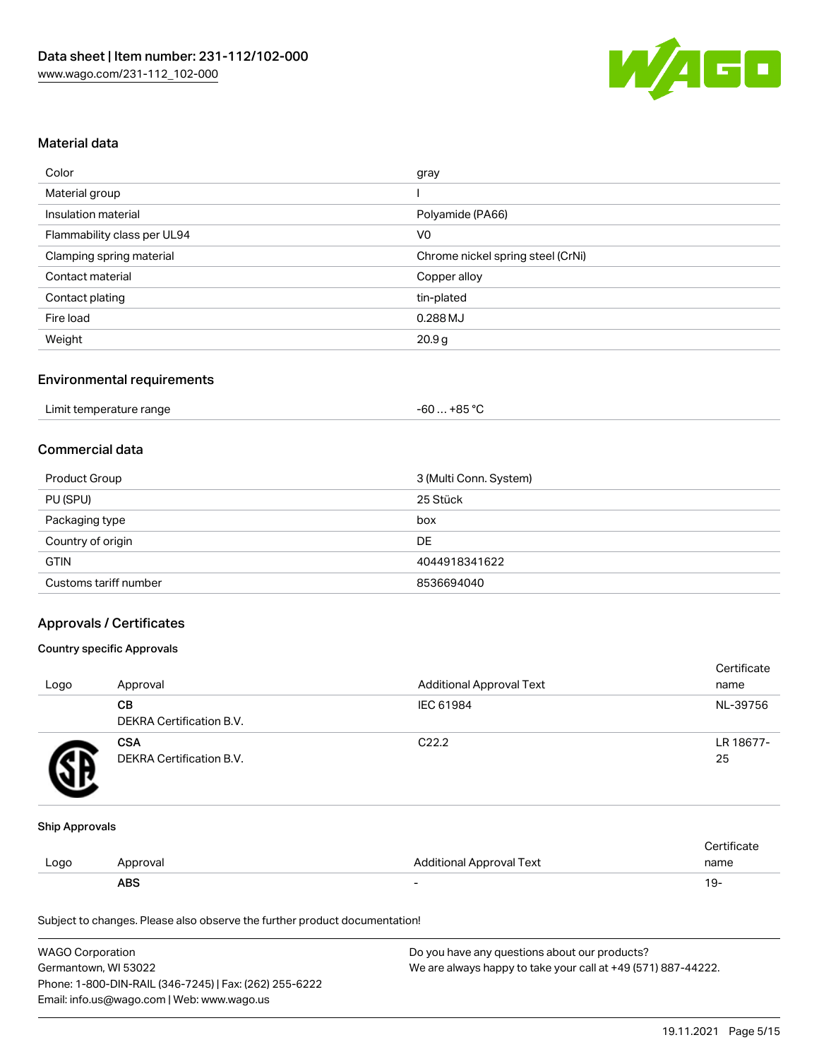## Material data

| Color | gray |
| --- | --- |
| Material group | I |
| Insulation material | Polyamide (PA66) |
| Flammability class per UL94 | V0 |
| Clamping spring material | Chrome nickel spring steel (CrNi) |
| Contact material | Copper alloy |
| Contact plating | tin-plated |
| Fire load | 0.288 MJ |
| Weight | 20.9 g |

## Environmental requirements

| Limit temperature range | -60 … +85 °C |
| --- | --- |

## Commercial data

| Product Group | 3 (Multi Conn. System) |
| --- | --- |
| PU (SPU) | 25 Stück |
| Packaging type | box |
| Country of origin | DE |
| GTIN | 4044918341622 |
| Customs tariff number | 8536694040 |

## Approvals / Certificates

### Country specific Approvals

| Logo | Approval | Additional Approval Text | Certificate name |
| --- | --- | --- | --- |
| | **CB** DEKRA Certification B.V. | IEC 61984 | NL-39756 |
| | **CSA** DEKRA Certification B.V. | C22.2 | LR 18677-25 |

### Ship Approvals

| Logo | Approval | Additional Approval Text | Certificate name |
| --- | --- | --- | --- |
| | **ABS** | - | 19- |

Subject to changes. Please also observe the further product documentation!

WAGO Corporation
Germantown, WI 53022
Phone: 1-800-DIN-RAIL (346-7245) | Fax: (262) 255-6222
Email: info.us@wago.com | Web: www.wago.us

Do you have any questions about our products?
We are always happy to take your call at +49 (571) 887-44222.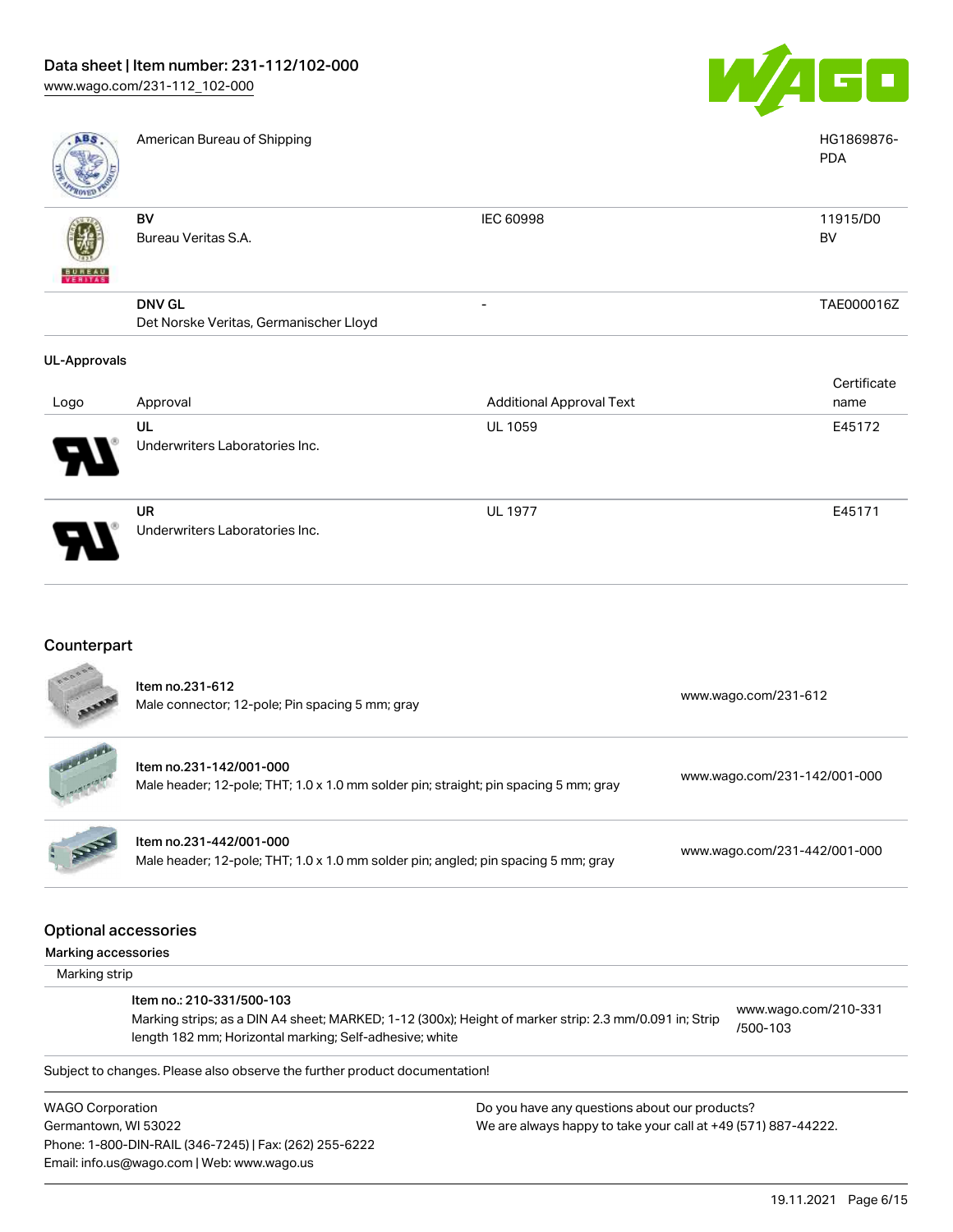| | | | |
|---|---|---|---|
| | American Bureau of Shipping | | HG1869876-PDA |
| | **BV** Bureau Veritas S.A. | IEC 60998 | 11915/D0 BV |
| | **DNV GL** Det Norske Veritas, Germanischer Lloyd | - | TAE000016Z |

**UL-Approvals**

| Logo | Approval | Additional Approval Text | Certificate name |
|---|---|---|---|
| | **UL** Underwriters Laboratories Inc. | UL 1059 | E45172 |
| | **UR** Underwriters Laboratories Inc. | UL 1977 | E45171 |

## Counterpart

| | | |
|---|---|---|
| | Item no.231-612 Male connector; 12-pole; Pin spacing 5 mm; gray | www.wago.com/231-612 |
| | Item no.231-142/001-000 Male header; 12-pole; THT; 1.0 x 1.0 mm solder pin; straight; pin spacing 5 mm; gray | www.wago.com/231-142/001-000 |
| | Item no.231-442/001-000 Male header; 12-pole; THT; 1.0 x 1.0 mm solder pin; angled; pin spacing 5 mm; gray | www.wago.com/231-442/001-000 |

## Optional accessories

**Marking accessories**

Marking strip

| | |
|---|---|
| Item no.: 210-331/500-103 Marking strips; as a DIN A4 sheet; MARKED; 1-12 (300x); Height of marker strip: 2.3 mm/0.091 in; Strip length 182 mm; Horizontal marking; Self-adhesive; white | www.wago.com/210-331/500-103 |

Subject to changes. Please also observe the further product documentation!

WAGO Corporation
Germantown, WI 53022
Phone: 1-800-DIN-RAIL (346-7245) | Fax: (262) 255-6222
Email: info.us@wago.com | Web: www.wago.us

Do you have any questions about our products?
We are always happy to take your call at +49 (571) 887-44222.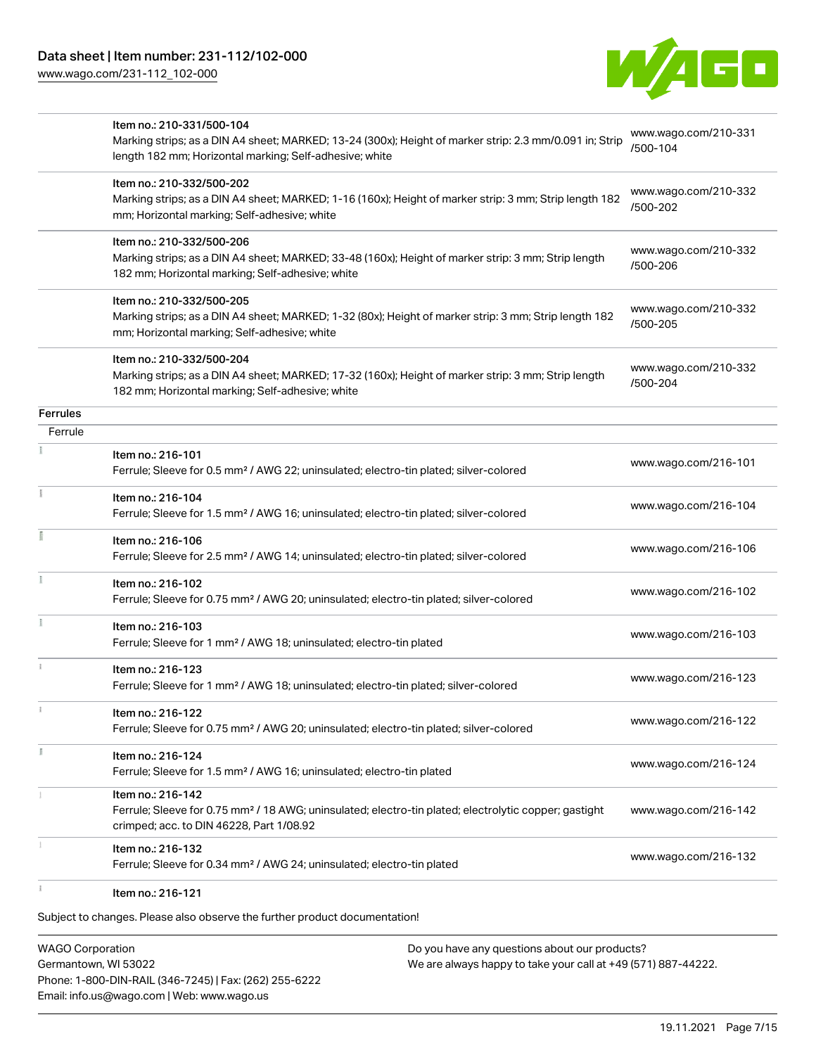| | | |
|---|---|---|
| | Item no.: 210-331/500-104<br>Marking strips; as a DIN A4 sheet; MARKED; 13-24 (300x); Height of marker strip: 2.3 mm/0.091 in; Strip length 182 mm; Horizontal marking; Self-adhesive; white | www.wago.com/210-331/500-104 |
| | Item no.: 210-332/500-202<br>Marking strips; as a DIN A4 sheet; MARKED; 1-16 (160x); Height of marker strip: 3 mm; Strip length 182 mm; Horizontal marking; Self-adhesive; white | www.wago.com/210-332/500-202 |
| | Item no.: 210-332/500-206<br>Marking strips; as a DIN A4 sheet; MARKED; 33-48 (160x); Height of marker strip: 3 mm; Strip length 182 mm; Horizontal marking; Self-adhesive; white | www.wago.com/210-332/500-206 |
| | Item no.: 210-332/500-205<br>Marking strips; as a DIN A4 sheet; MARKED; 1-32 (80x); Height of marker strip: 3 mm; Strip length 182 mm; Horizontal marking; Self-adhesive; white | www.wago.com/210-332/500-205 |
| | Item no.: 210-332/500-204<br>Marking strips; as a DIN A4 sheet; MARKED; 17-32 (160x); Height of marker strip: 3 mm; Strip length 182 mm; Horizontal marking; Self-adhesive; white | www.wago.com/210-332/500-204 |

**Ferrules**

Ferrule

| | | |
|---|---|---|
| | Item no.: 216-101<br>Ferrule; Sleeve for 0.5 mm² / AWG 22; uninsulated; electro-tin plated; silver-colored | www.wago.com/216-101 |
| | Item no.: 216-104<br>Ferrule; Sleeve for 1.5 mm² / AWG 16; uninsulated; electro-tin plated; silver-colored | www.wago.com/216-104 |
| | Item no.: 216-106<br>Ferrule; Sleeve for 2.5 mm² / AWG 14; uninsulated; electro-tin plated; silver-colored | www.wago.com/216-106 |
| | Item no.: 216-102<br>Ferrule; Sleeve for 0.75 mm² / AWG 20; uninsulated; electro-tin plated; silver-colored | www.wago.com/216-102 |
| | Item no.: 216-103<br>Ferrule; Sleeve for 1 mm² / AWG 18; uninsulated; electro-tin plated | www.wago.com/216-103 |
| | Item no.: 216-123<br>Ferrule; Sleeve for 1 mm² / AWG 18; uninsulated; electro-tin plated; silver-colored | www.wago.com/216-123 |
| | Item no.: 216-122<br>Ferrule; Sleeve for 0.75 mm² / AWG 20; uninsulated; electro-tin plated; silver-colored | www.wago.com/216-122 |
| | Item no.: 216-124<br>Ferrule; Sleeve for 1.5 mm² / AWG 16; uninsulated; electro-tin plated | www.wago.com/216-124 |
| | Item no.: 216-142<br>Ferrule; Sleeve for 0.75 mm² / 18 AWG; uninsulated; electro-tin plated; electrolytic copper; gastight crimped; acc. to DIN 46228, Part 1/08.92 | www.wago.com/216-142 |
| | Item no.: 216-132<br>Ferrule; Sleeve for 0.34 mm² / AWG 24; uninsulated; electro-tin plated | www.wago.com/216-132 |
| | Item no.: 216-121 | |

Subject to changes. Please also observe the further product documentation!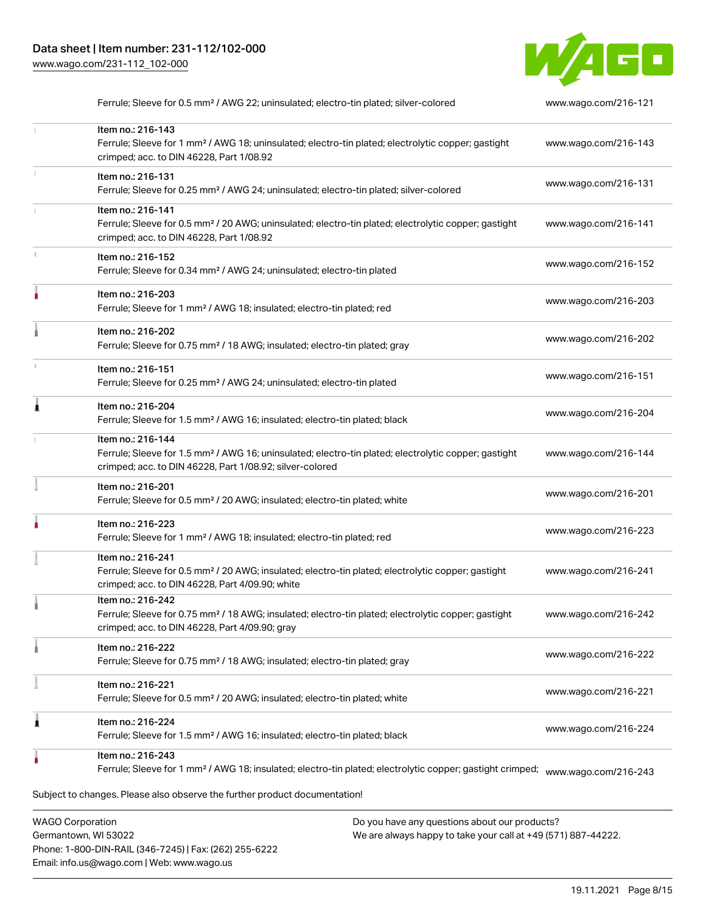| | | |
|---|---|---|
| | Ferrule; Sleeve for 0.5 mm² / AWG 22; uninsulated; electro-tin plated; silver-colored | www.wago.com/216-121 |
| | Item no.: 216-143<br>Ferrule; Sleeve for 1 mm² / AWG 18; uninsulated; electro-tin plated; electrolytic copper; gastight crimped; acc. to DIN 46228, Part 1/08.92 | www.wago.com/216-143 |
| | Item no.: 216-131<br>Ferrule; Sleeve for 0.25 mm² / AWG 24; uninsulated; electro-tin plated; silver-colored | www.wago.com/216-131 |
| | Item no.: 216-141<br>Ferrule; Sleeve for 0.5 mm² / 20 AWG; uninsulated; electro-tin plated; electrolytic copper; gastight crimped; acc. to DIN 46228, Part 1/08.92 | www.wago.com/216-141 |
| | Item no.: 216-152<br>Ferrule; Sleeve for 0.34 mm² / AWG 24; uninsulated; electro-tin plated | www.wago.com/216-152 |
| | Item no.: 216-203<br>Ferrule; Sleeve for 1 mm² / AWG 18; insulated; electro-tin plated; red | www.wago.com/216-203 |
| | Item no.: 216-202<br>Ferrule; Sleeve for 0.75 mm² / 18 AWG; insulated; electro-tin plated; gray | www.wago.com/216-202 |
| | Item no.: 216-151<br>Ferrule; Sleeve for 0.25 mm² / AWG 24; uninsulated; electro-tin plated | www.wago.com/216-151 |
| | Item no.: 216-204<br>Ferrule; Sleeve for 1.5 mm² / AWG 16; insulated; electro-tin plated; black | www.wago.com/216-204 |
| | Item no.: 216-144<br>Ferrule; Sleeve for 1.5 mm² / AWG 16; uninsulated; electro-tin plated; electrolytic copper; gastight crimped; acc. to DIN 46228, Part 1/08.92; silver-colored | www.wago.com/216-144 |
| | Item no.: 216-201<br>Ferrule; Sleeve for 0.5 mm² / 20 AWG; insulated; electro-tin plated; white | www.wago.com/216-201 |
| | Item no.: 216-223<br>Ferrule; Sleeve for 1 mm² / AWG 18; insulated; electro-tin plated; red | www.wago.com/216-223 |
| | Item no.: 216-241<br>Ferrule; Sleeve for 0.5 mm² / 20 AWG; insulated; electro-tin plated; electrolytic copper; gastight crimped; acc. to DIN 46228, Part 4/09.90; white | www.wago.com/216-241 |
| | Item no.: 216-242<br>Ferrule; Sleeve for 0.75 mm² / 18 AWG; insulated; electro-tin plated; electrolytic copper; gastight crimped; acc. to DIN 46228, Part 4/09.90; gray | www.wago.com/216-242 |
| | Item no.: 216-222<br>Ferrule; Sleeve for 0.75 mm² / 18 AWG; insulated; electro-tin plated; gray | www.wago.com/216-222 |
| | Item no.: 216-221<br>Ferrule; Sleeve for 0.5 mm² / 20 AWG; insulated; electro-tin plated; white | www.wago.com/216-221 |
| | Item no.: 216-224<br>Ferrule; Sleeve for 1.5 mm² / AWG 16; insulated; electro-tin plated; black | www.wago.com/216-224 |
| | Item no.: 216-243<br>Ferrule; Sleeve for 1 mm² / AWG 18; insulated; electro-tin plated; electrolytic copper; gastight crimped; | www.wago.com/216-243 |

Subject to changes. Please also observe the further product documentation!

WAGO Corporation
Germantown, WI 53022
Phone: 1-800-DIN-RAIL (346-7245) | Fax: (262) 255-6222
Email: info.us@wago.com | Web: www.wago.us

Do you have any questions about our products?
We are always happy to take your call at +49 (571) 887-44222.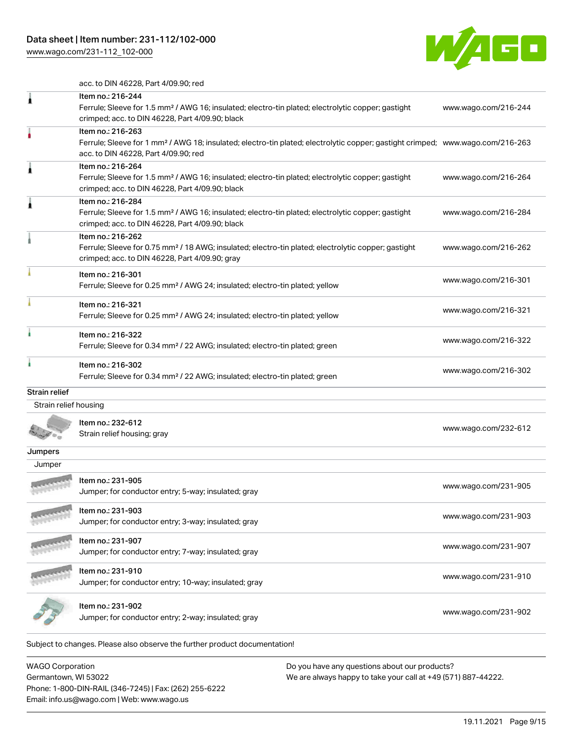acc. to DIN 46228, Part 4/09.90; red

| Item | Link |
|---|---|
| Item no.: 216-244<br>Ferrule; Sleeve for 1.5 mm² / AWG 16; insulated; electro-tin plated; electrolytic copper; gastight crimped; acc. to DIN 46228, Part 4/09.90; black | www.wago.com/216-244 |
| Item no.: 216-263<br>Ferrule; Sleeve for 1 mm² / AWG 18; insulated; electro-tin plated; electrolytic copper; gastight crimped; acc. to DIN 46228, Part 4/09.90; red | www.wago.com/216-263 |
| Item no.: 216-264<br>Ferrule; Sleeve for 1.5 mm² / AWG 16; insulated; electro-tin plated; electrolytic copper; gastight crimped; acc. to DIN 46228, Part 4/09.90; black | www.wago.com/216-264 |
| Item no.: 216-284<br>Ferrule; Sleeve for 1.5 mm² / AWG 16; insulated; electro-tin plated; electrolytic copper; gastight crimped; acc. to DIN 46228, Part 4/09.90; black | www.wago.com/216-284 |
| Item no.: 216-262<br>Ferrule; Sleeve for 0.75 mm² / 18 AWG; insulated; electro-tin plated; electrolytic copper; gastight crimped; acc. to DIN 46228, Part 4/09.90; gray | www.wago.com/216-262 |
| Item no.: 216-301<br>Ferrule; Sleeve for 0.25 mm² / AWG 24; insulated; electro-tin plated; yellow | www.wago.com/216-301 |
| Item no.: 216-321<br>Ferrule; Sleeve for 0.25 mm² / AWG 24; insulated; electro-tin plated; yellow | www.wago.com/216-321 |
| Item no.: 216-322<br>Ferrule; Sleeve for 0.34 mm² / 22 AWG; insulated; electro-tin plated; green | www.wago.com/216-322 |
| Item no.: 216-302<br>Ferrule; Sleeve for 0.34 mm² / 22 AWG; insulated; electro-tin plated; green | www.wago.com/216-302 |

## Strain relief

### Strain relief housing

| Item | Link |
|---|---|
| Item no.: 232-612<br>Strain relief housing; gray | www.wago.com/232-612 |

## Jumpers

### Jumper

| Item | Link |
|---|---|
| Item no.: 231-905<br>Jumper; for conductor entry; 5-way; insulated; gray | www.wago.com/231-905 |
| Item no.: 231-903<br>Jumper; for conductor entry; 3-way; insulated; gray | www.wago.com/231-903 |
| Item no.: 231-907<br>Jumper; for conductor entry; 7-way; insulated; gray | www.wago.com/231-907 |
| Item no.: 231-910<br>Jumper; for conductor entry; 10-way; insulated; gray | www.wago.com/231-910 |
| Item no.: 231-902<br>Jumper; for conductor entry; 2-way; insulated; gray | www.wago.com/231-902 |

Subject to changes. Please also observe the further product documentation!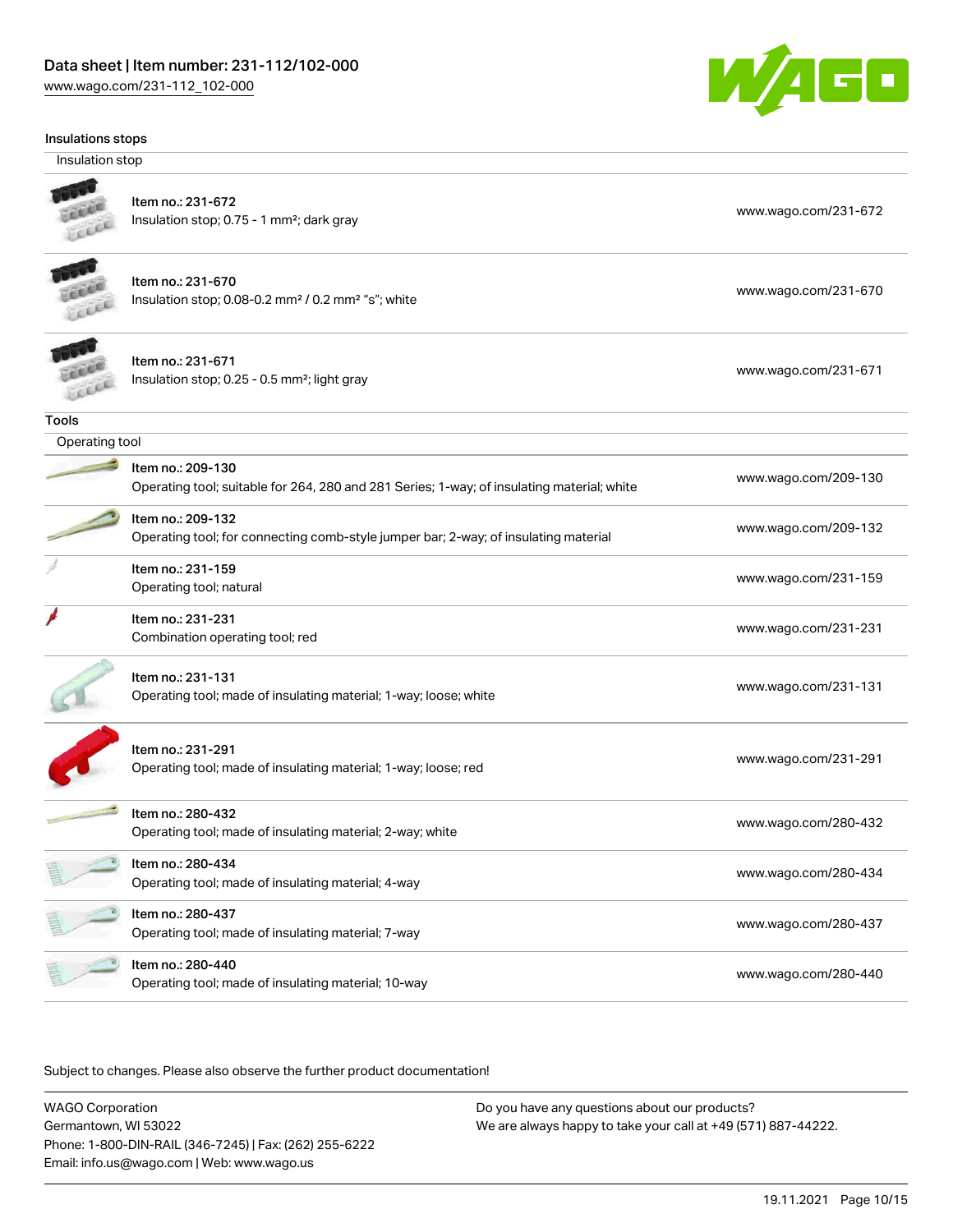### Insulations stops

#### Insulation stop

| Item | Link |
| --- | --- |
| Item no.: 231-672<br>Insulation stop; 0.75 - 1 mm²; dark gray | www.wago.com/231-672 |
| Item no.: 231-670<br>Insulation stop; 0.08-0.2 mm² / 0.2 mm² "s"; white | www.wago.com/231-670 |
| Item no.: 231-671<br>Insulation stop; 0.25 - 0.5 mm²; light gray | www.wago.com/231-671 |

### Tools

#### Operating tool

| Item | Link |
| --- | --- |
| Item no.: 209-130<br>Operating tool; suitable for 264, 280 and 281 Series; 1-way; of insulating material; white | www.wago.com/209-130 |
| Item no.: 209-132<br>Operating tool; for connecting comb-style jumper bar; 2-way; of insulating material | www.wago.com/209-132 |
| Item no.: 231-159<br>Operating tool; natural | www.wago.com/231-159 |
| Item no.: 231-231<br>Combination operating tool; red | www.wago.com/231-231 |
| Item no.: 231-131<br>Operating tool; made of insulating material; 1-way; loose; white | www.wago.com/231-131 |
| Item no.: 231-291<br>Operating tool; made of insulating material; 1-way; loose; red | www.wago.com/231-291 |
| Item no.: 280-432<br>Operating tool; made of insulating material; 2-way; white | www.wago.com/280-432 |
| Item no.: 280-434<br>Operating tool; made of insulating material; 4-way | www.wago.com/280-434 |
| Item no.: 280-437<br>Operating tool; made of insulating material; 7-way | www.wago.com/280-437 |
| Item no.: 280-440<br>Operating tool; made of insulating material; 10-way | www.wago.com/280-440 |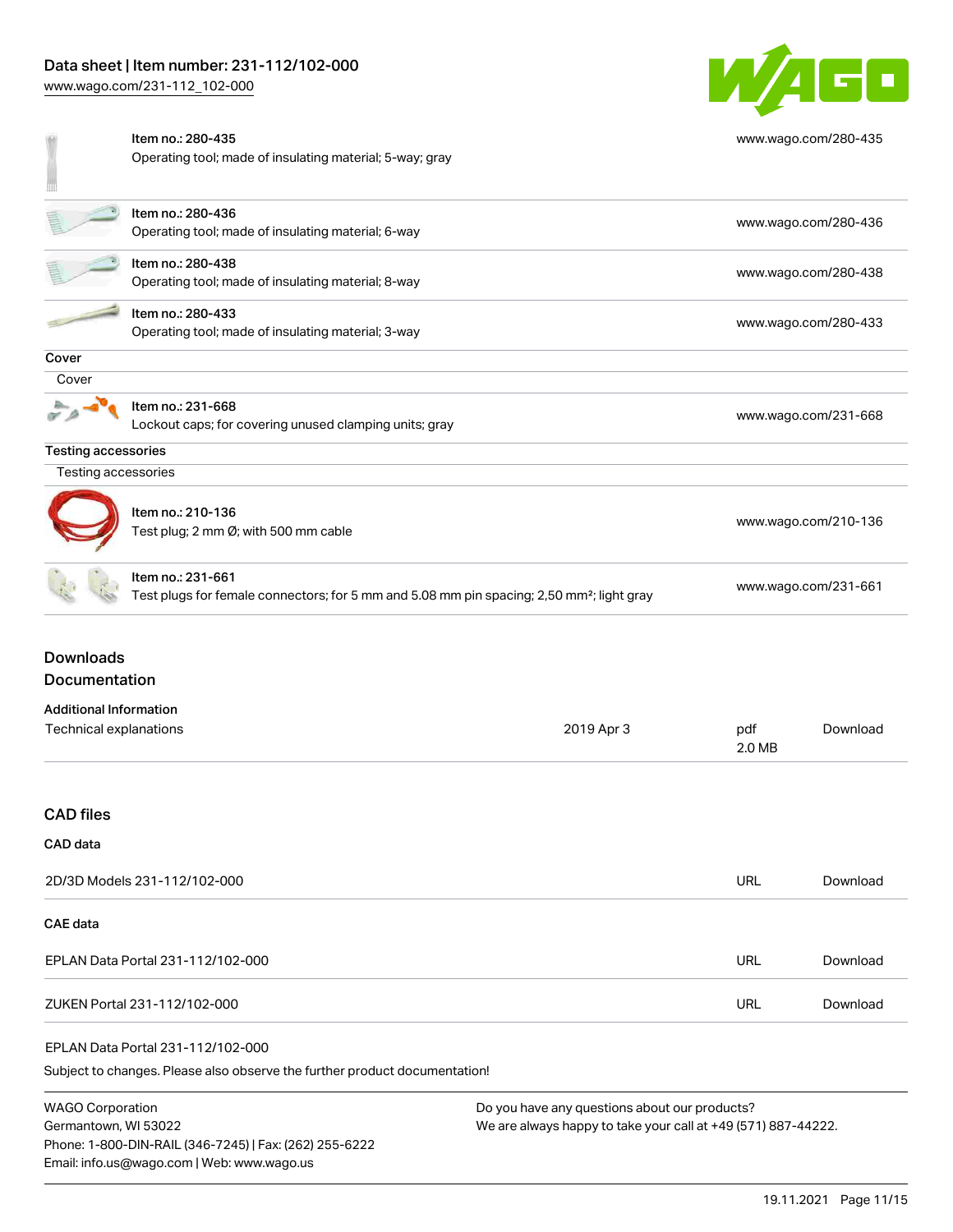| Item | Link |
| --- | --- |
| Item no.: 280-435<br>Operating tool; made of insulating material; 5-way; gray | www.wago.com/280-435 |
| Item no.: 280-436<br>Operating tool; made of insulating material; 6-way | www.wago.com/280-436 |
| Item no.: 280-438<br>Operating tool; made of insulating material; 8-way | www.wago.com/280-438 |
| Item no.: 280-433<br>Operating tool; made of insulating material; 3-way | www.wago.com/280-433 |

**Cover**

Cover

| Item | Link |
| --- | --- |
| Item no.: 231-668<br>Lockout caps; for covering unused clamping units; gray | www.wago.com/231-668 |

**Testing accessories**

Testing accessories

| Item | Link |
| --- | --- |
| Item no.: 210-136<br>Test plug; 2 mm Ø; with 500 mm cable | www.wago.com/210-136 |
| Item no.: 231-661<br>Test plugs for female connectors; for 5 mm and 5.08 mm pin spacing; 2,50 mm²; light gray | www.wago.com/231-661 |

## Downloads

## Documentation

**Additional Information**

| | | | |
| --- | --- | --- | --- |
| Technical explanations | 2019 Apr 3 | pdf<br>2.0 MB | Download |

## CAD files

**CAD data**

| | | |
| --- | --- | --- |
| 2D/3D Models 231-112/102-000 | URL | Download |

**CAE data**

| | | |
| --- | --- | --- |
| EPLAN Data Portal 231-112/102-000 | URL | Download |
| ZUKEN Portal 231-112/102-000 | URL | Download |

EPLAN Data Portal 231-112/102-000

Subject to changes. Please also observe the further product documentation!

WAGO Corporation
Germantown, WI 53022
Phone: 1-800-DIN-RAIL (346-7245) | Fax: (262) 255-6222
Email: info.us@wago.com | Web: www.wago.us

Do you have any questions about our products?
We are always happy to take your call at +49 (571) 887-44222.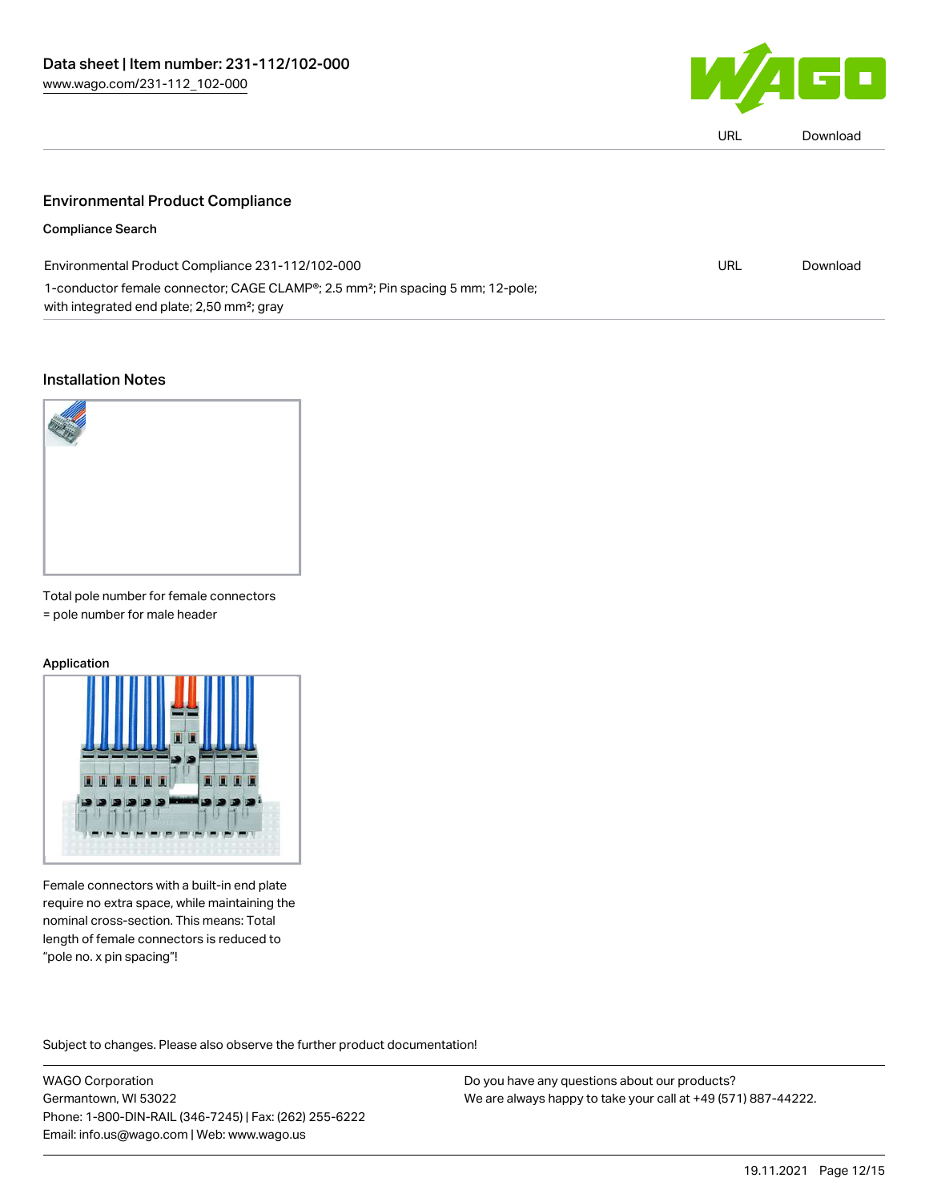URL Download

## Environmental Product Compliance

### Compliance Search

| | | |
|---|---|---|
| Environmental Product Compliance 231-112/102-000<br>1-conductor female connector; CAGE CLAMP®; 2.5 mm²; Pin spacing 5 mm; 12-pole; with integrated end plate; 2,50 mm²; gray | URL | Download |

## Installation Notes

Total pole number for female connectors
= pole number for male header

### Application

Female connectors with a built-in end plate require no extra space, while maintaining the nominal cross-section. This means: Total length of female connectors is reduced to "pole no. x pin spacing"!

Subject to changes. Please also observe the further product documentation!

WAGO Corporation
Germantown, WI 53022
Phone: 1-800-DIN-RAIL (346-7245) | Fax: (262) 255-6222
Email: info.us@wago.com | Web: www.wago.us

Do you have any questions about our products?
We are always happy to take your call at +49 (571) 887-44222.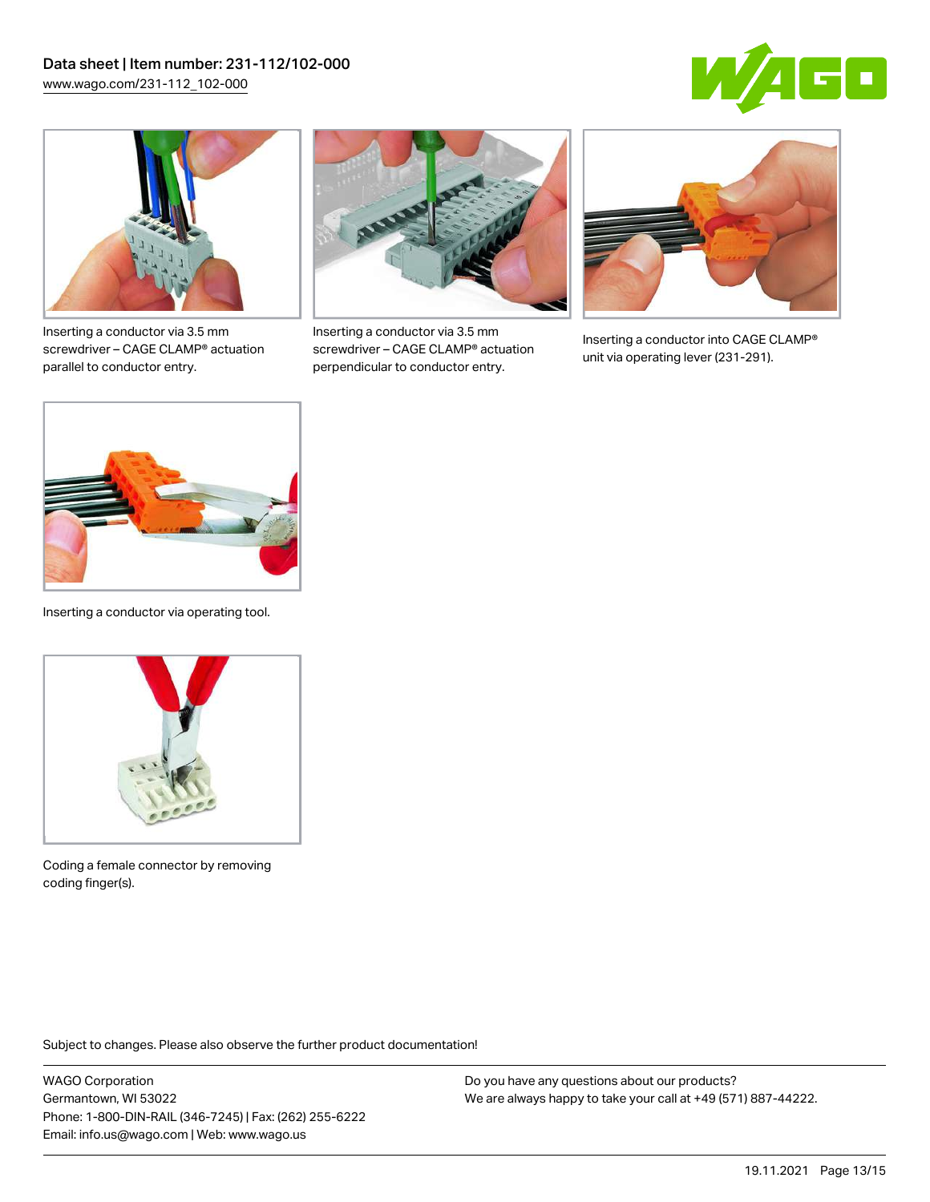Inserting a conductor via 3.5 mm screwdriver – CAGE CLAMP® actuation parallel to conductor entry.

Inserting a conductor via 3.5 mm screwdriver – CAGE CLAMP® actuation perpendicular to conductor entry.

Inserting a conductor into CAGE CLAMP® unit via operating lever (231-291).

Inserting a conductor via operating tool.

Coding a female connector by removing coding finger(s).

Subject to changes. Please also observe the further product documentation!

WAGO Corporation
Germantown, WI 53022
Phone: 1-800-DIN-RAIL (346-7245) | Fax: (262) 255-6222
Email: info.us@wago.com | Web: www.wago.us

Do you have any questions about our products?
We are always happy to take your call at +49 (571) 887-44222.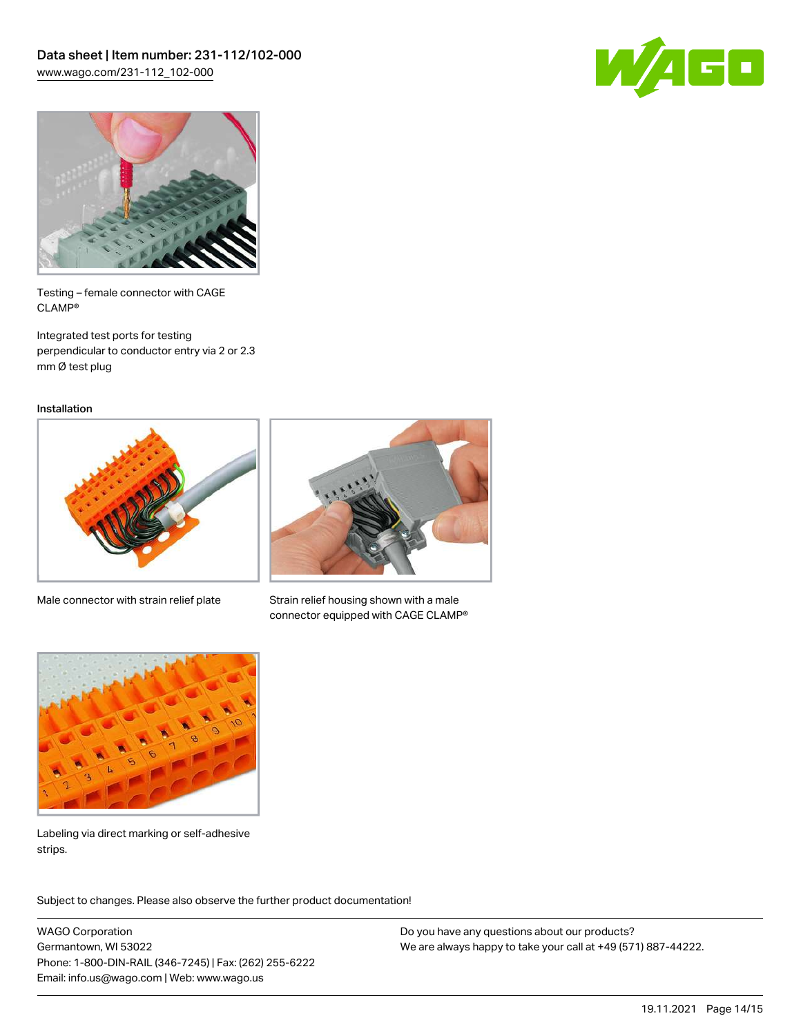Testing – female connector with CAGE CLAMP®

Integrated test ports for testing perpendicular to conductor entry via 2 or 2.3 mm Ø test plug

Installation

Male connector with strain relief plate

Strain relief housing shown with a male connector equipped with CAGE CLAMP®

Labeling via direct marking or self-adhesive strips.

Subject to changes. Please also observe the further product documentation!

WAGO Corporation
Germantown, WI 53022
Phone: 1-800-DIN-RAIL (346-7245) | Fax: (262) 255-6222
Email: info.us@wago.com | Web: www.wago.us

Do you have any questions about our products?
We are always happy to take your call at +49 (571) 887-44222.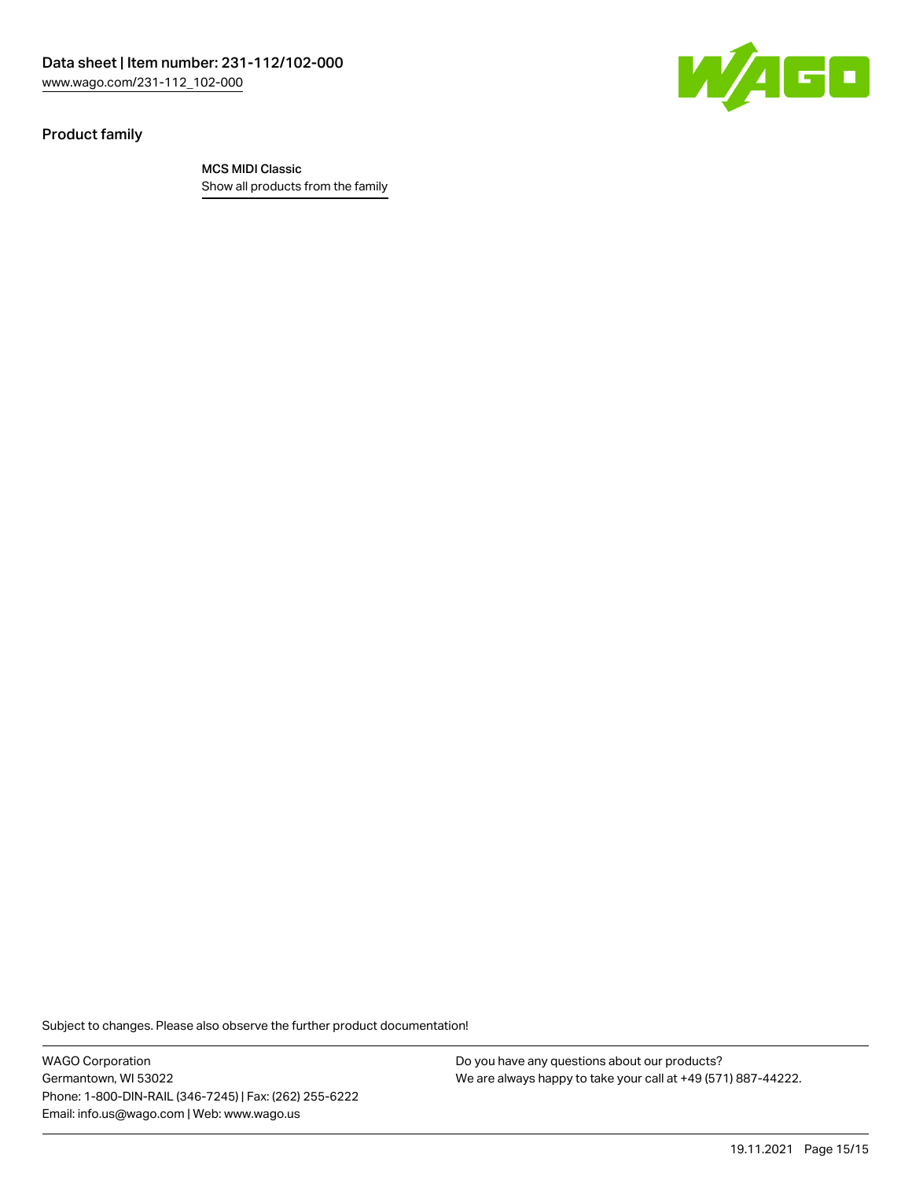## Product family

MCS MIDI Classic
Show all products from the family

Subject to changes. Please also observe the further product documentation!

WAGO Corporation
Germantown, WI 53022
Phone: 1-800-DIN-RAIL (346-7245) | Fax: (262) 255-6222
Email: info.us@wago.com | Web: www.wago.us

Do you have any questions about our products?
We are always happy to take your call at +49 (571) 887-44222.